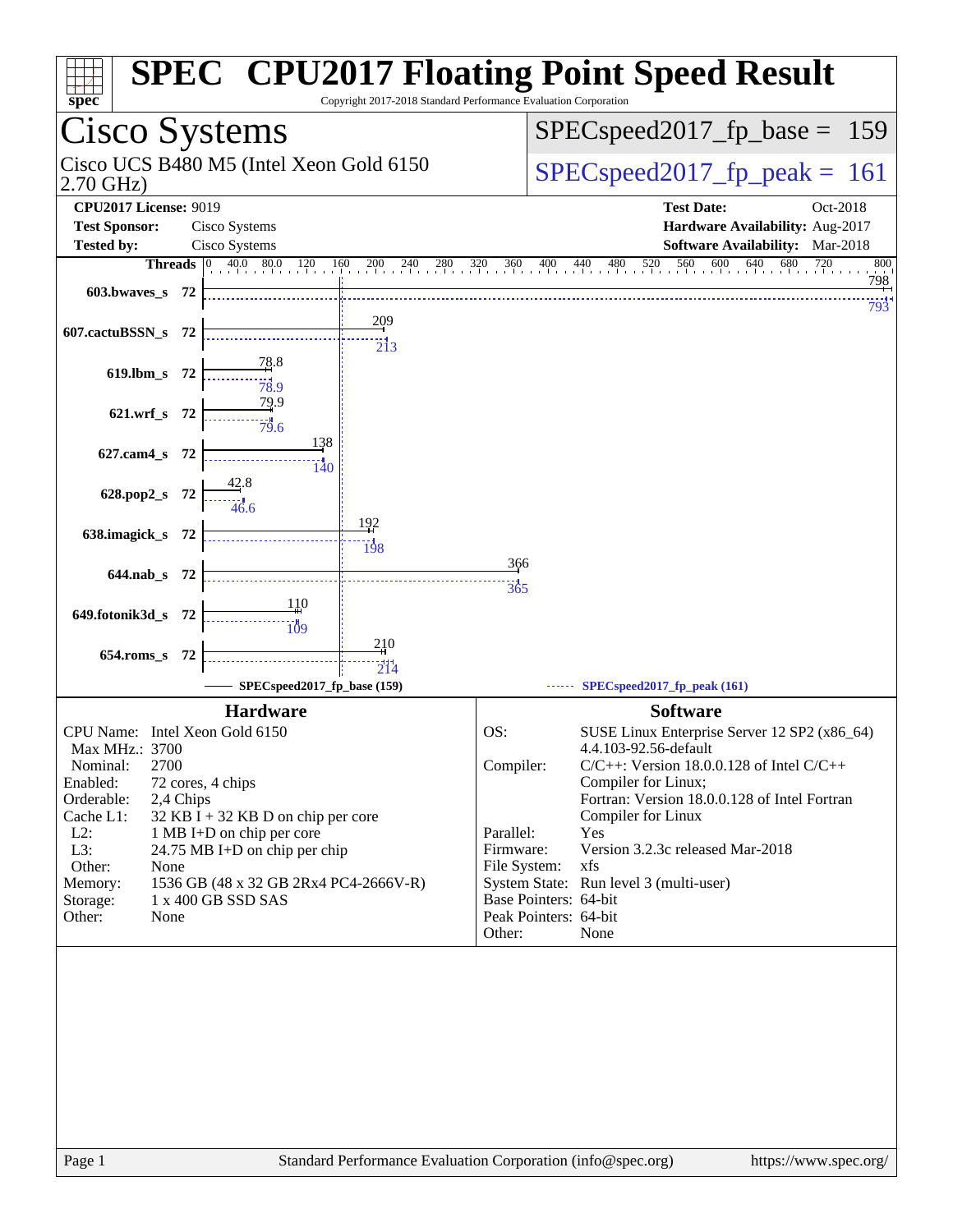# SPEC CPU2017 Floating Point Speed Result

Copyright 2017-2018 Standard Performance Evaluation Corporation

## Cisco Systems

Cisco UCS B480 M5 (Intel Xeon Gold 6150 2.70 GHz)

SPECspeed2017_fp_base = 159

SPECspeed2017_fp_peak = 161

**CPU2017 License:** 9019
**Test Sponsor:** Cisco Systems
**Tested by:** Cisco Systems

**Test Date:** Oct-2018
**Hardware Availability:** Aug-2017
**Software Availability:** Mar-2018

| Benchmark | Threads | Base | Peak |
|---|---|---|---|
| 603.bwaves_s | 72 | 798 | 793 |
| 607.cactuBSSN_s | 72 | 209 | 213 |
| 619.lbm_s | 72 | 78.8 | 78.9 |
| 621.wrf_s | 72 | 79.9 | 79.6 |
| 627.cam4_s | 72 | 138 | 140 |
| 628.pop2_s | 72 | 42.8 | 46.6 |
| 638.imagick_s | 72 | 192 | 198 |
| 644.nab_s | 72 | 366 | 365 |
| 649.fotonik3d_s | 72 | 110 | 109 |
| 654.roms_s | 72 | 210 | 214 |

SPECspeed2017_fp_base (159) — SPECspeed2017_fp_peak (161)

### Hardware

| | |
|---|---|
| CPU Name: | Intel Xeon Gold 6150 |
| Max MHz.: | 3700 |
| Nominal: | 2700 |
| Enabled: | 72 cores, 4 chips |
| Orderable: | 2,4 Chips |
| Cache L1: | 32 KB I + 32 KB D on chip per core |
| L2: | 1 MB I+D on chip per core |
| L3: | 24.75 MB I+D on chip per chip |
| Other: | None |
| Memory: | 1536 GB (48 x 32 GB 2Rx4 PC4-2666V-R) |
| Storage: | 1 x 400 GB SSD SAS |
| Other: | None |

### Software

| | |
|---|---|
| OS: | SUSE Linux Enterprise Server 12 SP2 (x86_64) 4.4.103-92.56-default |
| Compiler: | C/C++: Version 18.0.0.128 of Intel C/C++ Compiler for Linux; Fortran: Version 18.0.0.128 of Intel Fortran Compiler for Linux |
| Parallel: | Yes |
| Firmware: | Version 3.2.3c released Mar-2018 |
| File System: | xfs |
| System State: | Run level 3 (multi-user) |
| Base Pointers: | 64-bit |
| Peak Pointers: | 64-bit |
| Other: | None |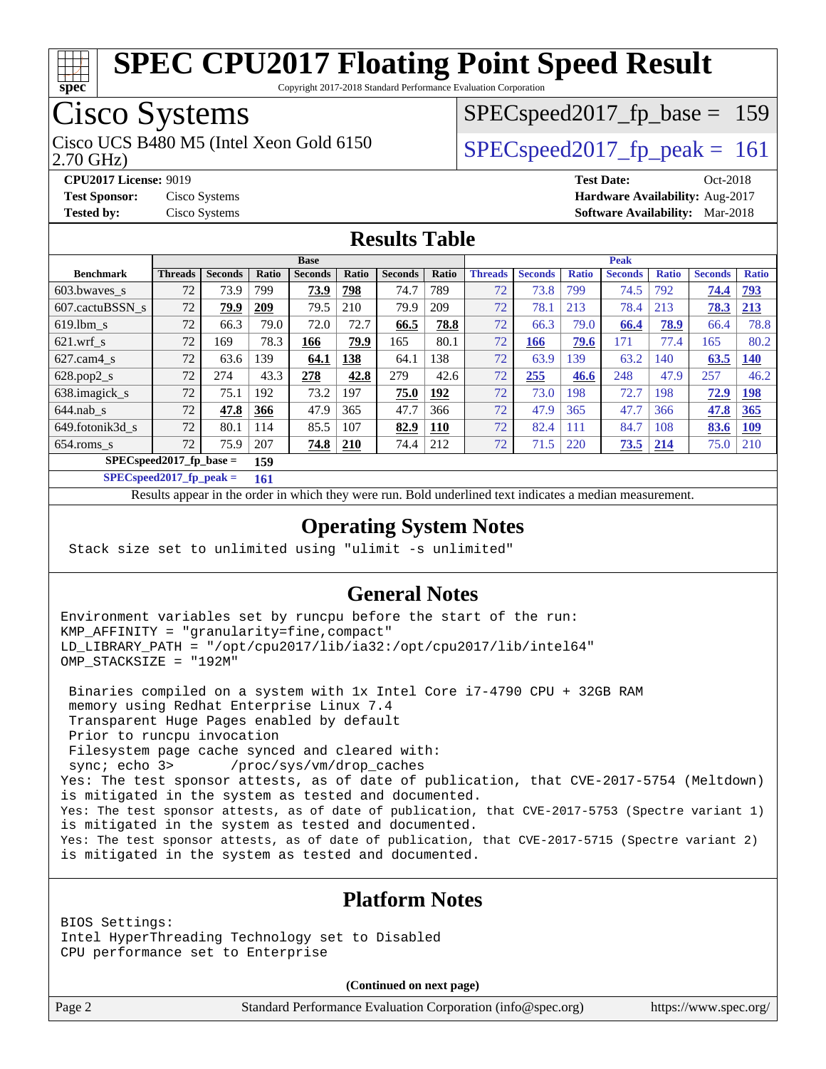# SPEC CPU2017 Floating Point Speed Result

Copyright 2017-2018 Standard Performance Evaluation Corporation

## Cisco Systems

Cisco UCS B480 M5 (Intel Xeon Gold 6150 2.70 GHz)

SPECspeed2017_fp_base = 159

SPECspeed2017_fp_peak = 161

**CPU2017 License:** 9019
**Test Sponsor:** Cisco Systems
**Tested by:** Cisco Systems
**Test Date:** Oct-2018
**Hardware Availability:** Aug-2017
**Software Availability:** Mar-2018

## Results Table

| | Base | | | | | | | Peak | | | | | | |
|---|---|---|---|---|---|---|---|---|---|---|---|---|---|---|
| **Benchmark** | **Threads** | **Seconds** | **Ratio** | **Seconds** | **Ratio** | **Seconds** | **Ratio** | **Threads** | **Seconds** | **Ratio** | **Seconds** | **Ratio** | **Seconds** | **Ratio** |
| 603.bwaves_s | 72 | 73.9 | 799 | **73.9** | **798** | 74.7 | 789 | 72 | 73.8 | 799 | 74.5 | 792 | **74.4** | **793** |
| 607.cactuBSSN_s | 72 | **79.9** | **209** | 79.5 | 210 | 79.9 | 209 | 72 | 78.1 | 213 | 78.4 | 213 | **78.3** | **213** |
| 619.lbm_s | 72 | 66.3 | 79.0 | 72.0 | 72.7 | **66.5** | **78.8** | 72 | 66.3 | 79.0 | **66.4** | **78.9** | 66.4 | 78.8 |
| 621.wrf_s | 72 | 169 | 78.3 | **166** | **79.9** | 165 | 80.1 | 72 | **166** | **79.6** | 171 | 77.4 | 165 | 80.2 |
| 627.cam4_s | 72 | 63.6 | 139 | **64.1** | **138** | 64.1 | 138 | 72 | 63.9 | 139 | 63.2 | 140 | **63.5** | **140** |
| 628.pop2_s | 72 | 274 | 43.3 | **278** | **42.8** | 279 | 42.6 | 72 | **255** | **46.6** | 248 | 47.9 | 257 | 46.2 |
| 638.imagick_s | 72 | 75.1 | 192 | 73.2 | 197 | **75.0** | **192** | 72 | 73.0 | 198 | 72.7 | 198 | **72.9** | **198** |
| 644.nab_s | 72 | **47.8** | **366** | 47.9 | 365 | 47.7 | 366 | 72 | 47.9 | 365 | 47.7 | 366 | **47.8** | **365** |
| 649.fotonik3d_s | 72 | 80.1 | 114 | 85.5 | 107 | **82.9** | **110** | 72 | 82.4 | 111 | 84.7 | 108 | **83.6** | **109** |
| 654.roms_s | 72 | 75.9 | 207 | **74.8** | **210** | 74.4 | 212 | 72 | 71.5 | 220 | **73.5** | **214** | 75.0 | 210 |

**SPECspeed2017_fp_base = 159**

**SPECspeed2017_fp_peak = 161**

Results appear in the order in which they were run. Bold underlined text indicates a median measurement.

## Operating System Notes

```
Stack size set to unlimited using "ulimit -s unlimited"
```

## General Notes

```
Environment variables set by runcpu before the start of the run:
KMP_AFFINITY = "granularity=fine,compact"
LD_LIBRARY_PATH = "/opt/cpu2017/lib/ia32:/opt/cpu2017/lib/intel64"
OMP_STACKSIZE = "192M"

 Binaries compiled on a system with 1x Intel Core i7-4790 CPU + 32GB RAM
 memory using Redhat Enterprise Linux 7.4
 Transparent Huge Pages enabled by default
 Prior to runcpu invocation
 Filesystem page cache synced and cleared with:
 sync; echo 3>       /proc/sys/vm/drop_caches
Yes: The test sponsor attests, as of date of publication, that CVE-2017-5754 (Meltdown)
is mitigated in the system as tested and documented.
Yes: The test sponsor attests, as of date of publication, that CVE-2017-5753 (Spectre variant 1)
is mitigated in the system as tested and documented.
Yes: The test sponsor attests, as of date of publication, that CVE-2017-5715 (Spectre variant 2)
is mitigated in the system as tested and documented.
```

## Platform Notes

```
BIOS Settings:
Intel HyperThreading Technology set to Disabled
CPU performance set to Enterprise
```

**(Continued on next page)**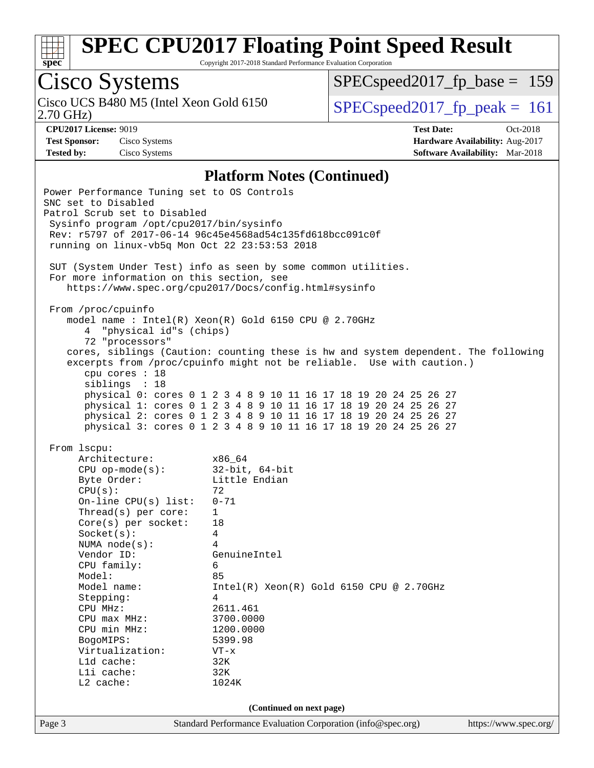## Platform Notes (Continued)

```
Power Performance Tuning set to OS Controls
SNC set to Disabled
Patrol Scrub set to Disabled
 Sysinfo program /opt/cpu2017/bin/sysinfo
 Rev: r5797 of 2017-06-14 96c45e4568ad54c135fd618bcc091c0f
 running on linux-vb5q Mon Oct 22 23:53:53 2018

 SUT (System Under Test) info as seen by some common utilities.
 For more information on this section, see
    https://www.spec.org/cpu2017/Docs/config.html#sysinfo

 From /proc/cpuinfo
    model name : Intel(R) Xeon(R) Gold 6150 CPU @ 2.70GHz
       4  "physical id"s (chips)
       72 "processors"
    cores, siblings (Caution: counting these is hw and system dependent. The following
    excerpts from /proc/cpuinfo might not be reliable.  Use with caution.)
       cpu cores : 18
       siblings  : 18
       physical 0: cores 0 1 2 3 4 8 9 10 11 16 17 18 19 20 24 25 26 27
       physical 1: cores 0 1 2 3 4 8 9 10 11 16 17 18 19 20 24 25 26 27
       physical 2: cores 0 1 2 3 4 8 9 10 11 16 17 18 19 20 24 25 26 27
       physical 3: cores 0 1 2 3 4 8 9 10 11 16 17 18 19 20 24 25 26 27

 From lscpu:
      Architecture:          x86_64
      CPU op-mode(s):        32-bit, 64-bit
      Byte Order:            Little Endian
      CPU(s):                72
      On-line CPU(s) list:   0-71
      Thread(s) per core:    1
      Core(s) per socket:    18
      Socket(s):             4
      NUMA node(s):          4
      Vendor ID:             GenuineIntel
      CPU family:            6
      Model:                 85
      Model name:            Intel(R) Xeon(R) Gold 6150 CPU @ 2.70GHz
      Stepping:              4
      CPU MHz:               2611.461
      CPU max MHz:           3700.0000
      CPU min MHz:           1200.0000
      BogoMIPS:              5399.98
      Virtualization:        VT-x
      L1d cache:             32K
      L1i cache:             32K
      L2 cache:              1024K
```

(Continued on next page)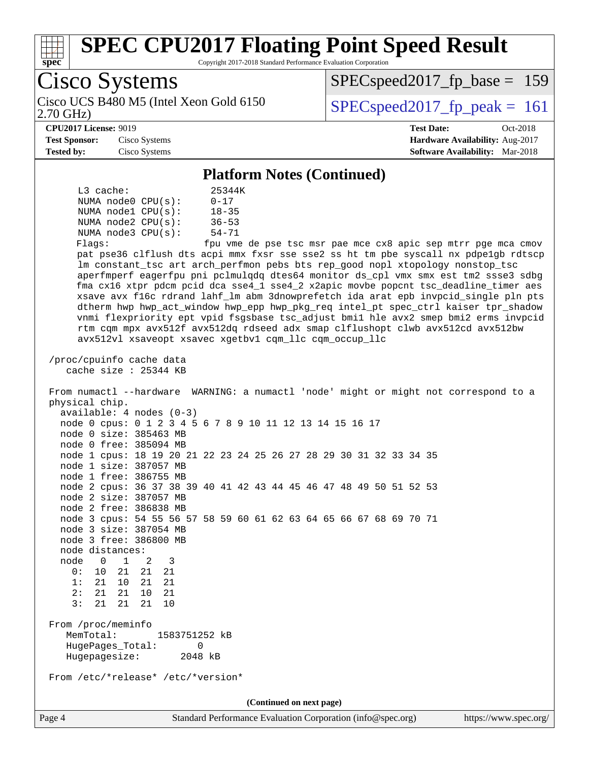# SPEC CPU2017 Floating Point Speed Result

Copyright 2017-2018 Standard Performance Evaluation Corporation

## Cisco Systems

Cisco UCS B480 M5 (Intel Xeon Gold 6150 2.70 GHz)

SPECspeed2017_fp_base = 159

SPECspeed2017_fp_peak = 161

**CPU2017 License:** 9019
**Test Sponsor:** Cisco Systems
**Tested by:** Cisco Systems

**Test Date:** Oct-2018
**Hardware Availability:** Aug-2017
**Software Availability:** Mar-2018

### Platform Notes (Continued)

```
     L3 cache:              25344K
     NUMA node0 CPU(s):     0-17
     NUMA node1 CPU(s):     18-35
     NUMA node2 CPU(s):     36-53
     NUMA node3 CPU(s):     54-71
     Flags:                 fpu vme de pse tsc msr pae mce cx8 apic sep mtrr pge mca cmov
     pat pse36 clflush dts acpi mmx fxsr sse sse2 ss ht tm pbe syscall nx pdpe1gb rdtscp
     lm constant_tsc art arch_perfmon pebs bts rep_good nopl xtopology nonstop_tsc
     aperfmperf eagerfpu pni pclmulqdq dtes64 monitor ds_cpl vmx smx est tm2 ssse3 sdbg
     fma cx16 xtpr pdcm pcid dca sse4_1 sse4_2 x2apic movbe popcnt tsc_deadline_timer aes
     xsave avx f16c rdrand lahf_lm abm 3dnowprefetch ida arat epb invpcid_single pln pts
     dtherm hwp hwp_act_window hwp_epp hwp_pkg_req intel_pt spec_ctrl kaiser tpr_shadow
     vnmi flexpriority ept vpid fsgsbase tsc_adjust bmi1 hle avx2 smep bmi2 erms invpcid
     rtm cqm mpx avx512f avx512dq rdseed adx smap clflushopt clwb avx512cd avx512bw
     avx512vl xsaveopt xsavec xgetbv1 cqm_llc cqm_occup_llc

 /proc/cpuinfo cache data
    cache size : 25344 KB

 From numactl --hardware  WARNING: a numactl 'node' might or might not correspond to a
 physical chip.
   available: 4 nodes (0-3)
   node 0 cpus: 0 1 2 3 4 5 6 7 8 9 10 11 12 13 14 15 16 17
   node 0 size: 385463 MB
   node 0 free: 385094 MB
   node 1 cpus: 18 19 20 21 22 23 24 25 26 27 28 29 30 31 32 33 34 35
   node 1 size: 387057 MB
   node 1 free: 386755 MB
   node 2 cpus: 36 37 38 39 40 41 42 43 44 45 46 47 48 49 50 51 52 53
   node 2 size: 387057 MB
   node 2 free: 386838 MB
   node 3 cpus: 54 55 56 57 58 59 60 61 62 63 64 65 66 67 68 69 70 71
   node 3 size: 387054 MB
   node 3 free: 386800 MB
   node distances:
   node   0   1   2   3
     0:  10  21  21  21
     1:  21  10  21  21
     2:  21  21  10  21
     3:  21  21  21  10

 From /proc/meminfo
    MemTotal:       1583751252 kB
    HugePages_Total:       0
    Hugepagesize:       2048 kB

 From /etc/*release* /etc/*version*
```

(Continued on next page)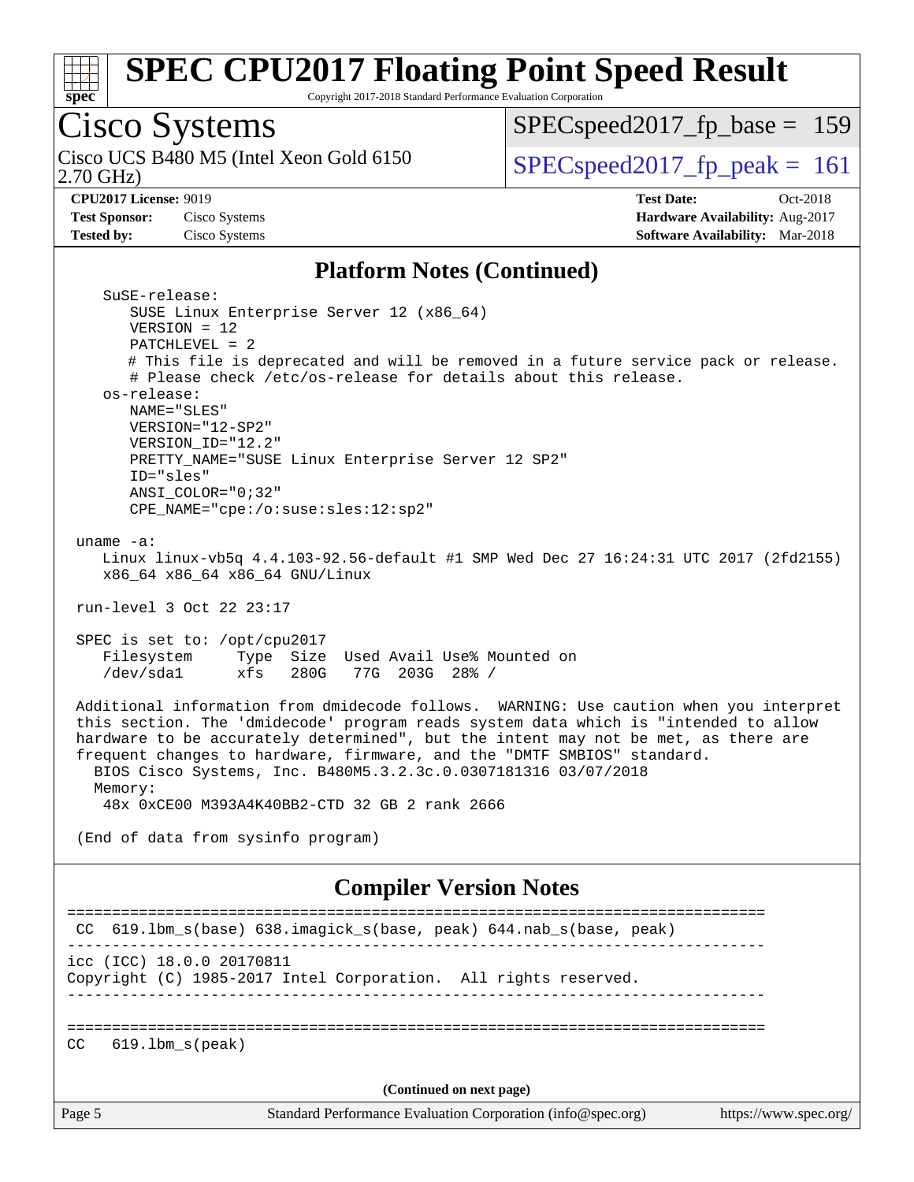# SPEC CPU2017 Floating Point Speed Result

Copyright 2017-2018 Standard Performance Evaluation Corporation

## Cisco Systems

Cisco UCS B480 M5 (Intel Xeon Gold 6150 2.70 GHz)

SPECspeed2017_fp_base = 159

SPECspeed2017_fp_peak = 161

**CPU2017 License:** 9019
**Test Sponsor:** Cisco Systems
**Tested by:** Cisco Systems

**Test Date:** Oct-2018
**Hardware Availability:** Aug-2017
**Software Availability:** Mar-2018

## Platform Notes (Continued)

```
    SuSE-release:
       SUSE Linux Enterprise Server 12 (x86_64)
       VERSION = 12
       PATCHLEVEL = 2
       # This file is deprecated and will be removed in a future service pack or release.
       # Please check /etc/os-release for details about this release.
    os-release:
       NAME="SLES"
       VERSION="12-SP2"
       VERSION_ID="12.2"
       PRETTY_NAME="SUSE Linux Enterprise Server 12 SP2"
       ID="sles"
       ANSI_COLOR="0;32"
       CPE_NAME="cpe:/o:suse:sles:12:sp2"

 uname -a:
    Linux linux-vb5q 4.4.103-92.56-default #1 SMP Wed Dec 27 16:24:31 UTC 2017 (2fd2155)
    x86_64 x86_64 x86_64 GNU/Linux

 run-level 3 Oct 22 23:17

 SPEC is set to: /opt/cpu2017
    Filesystem     Type  Size  Used Avail Use% Mounted on
    /dev/sda1      xfs   280G   77G  203G  28% /

 Additional information from dmidecode follows.  WARNING: Use caution when you interpret
 this section. The 'dmidecode' program reads system data which is "intended to allow
 hardware to be accurately determined", but the intent may not be met, as there are
 frequent changes to hardware, firmware, and the "DMTF SMBIOS" standard.
   BIOS Cisco Systems, Inc. B480M5.3.2.3c.0.0307181316 03/07/2018
   Memory:
    48x 0xCE00 M393A4K40BB2-CTD 32 GB 2 rank 2666

 (End of data from sysinfo program)
```

## Compiler Version Notes

```
==============================================================================
 CC  619.lbm_s(base) 638.imagick_s(base, peak) 644.nab_s(base, peak)
------------------------------------------------------------------------------
icc (ICC) 18.0.0 20170811
Copyright (C) 1985-2017 Intel Corporation.  All rights reserved.
------------------------------------------------------------------------------

==============================================================================
CC   619.lbm_s(peak)
```

(Continued on next page)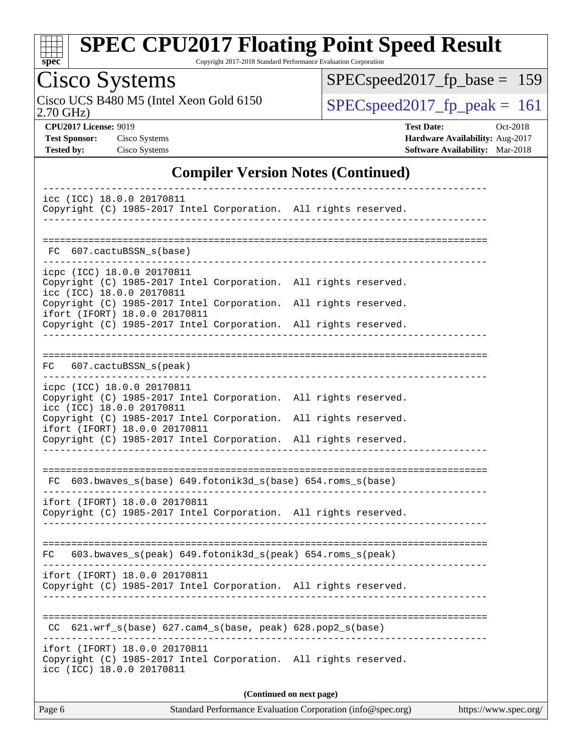## Compiler Version Notes (Continued)

```
------------------------------------------------------------------------------
icc (ICC) 18.0.0 20170811
Copyright (C) 1985-2017 Intel Corporation.  All rights reserved.
------------------------------------------------------------------------------

==============================================================================
 FC  607.cactuBSSN_s(base)
------------------------------------------------------------------------------
icpc (ICC) 18.0.0 20170811
Copyright (C) 1985-2017 Intel Corporation.  All rights reserved.
icc (ICC) 18.0.0 20170811
Copyright (C) 1985-2017 Intel Corporation.  All rights reserved.
ifort (IFORT) 18.0.0 20170811
Copyright (C) 1985-2017 Intel Corporation.  All rights reserved.
------------------------------------------------------------------------------

==============================================================================
 FC  607.cactuBSSN_s(peak)
------------------------------------------------------------------------------
icpc (ICC) 18.0.0 20170811
Copyright (C) 1985-2017 Intel Corporation.  All rights reserved.
icc (ICC) 18.0.0 20170811
Copyright (C) 1985-2017 Intel Corporation.  All rights reserved.
ifort (IFORT) 18.0.0 20170811
Copyright (C) 1985-2017 Intel Corporation.  All rights reserved.
------------------------------------------------------------------------------

==============================================================================
 FC  603.bwaves_s(base) 649.fotonik3d_s(base) 654.roms_s(base)
------------------------------------------------------------------------------
ifort (IFORT) 18.0.0 20170811
Copyright (C) 1985-2017 Intel Corporation.  All rights reserved.
------------------------------------------------------------------------------

==============================================================================
 FC  603.bwaves_s(peak) 649.fotonik3d_s(peak) 654.roms_s(peak)
------------------------------------------------------------------------------
ifort (IFORT) 18.0.0 20170811
Copyright (C) 1985-2017 Intel Corporation.  All rights reserved.
------------------------------------------------------------------------------

==============================================================================
 CC  621.wrf_s(base) 627.cam4_s(base, peak) 628.pop2_s(base)
------------------------------------------------------------------------------
ifort (IFORT) 18.0.0 20170811
Copyright (C) 1985-2017 Intel Corporation.  All rights reserved.
icc (ICC) 18.0.0 20170811
```

(Continued on next page)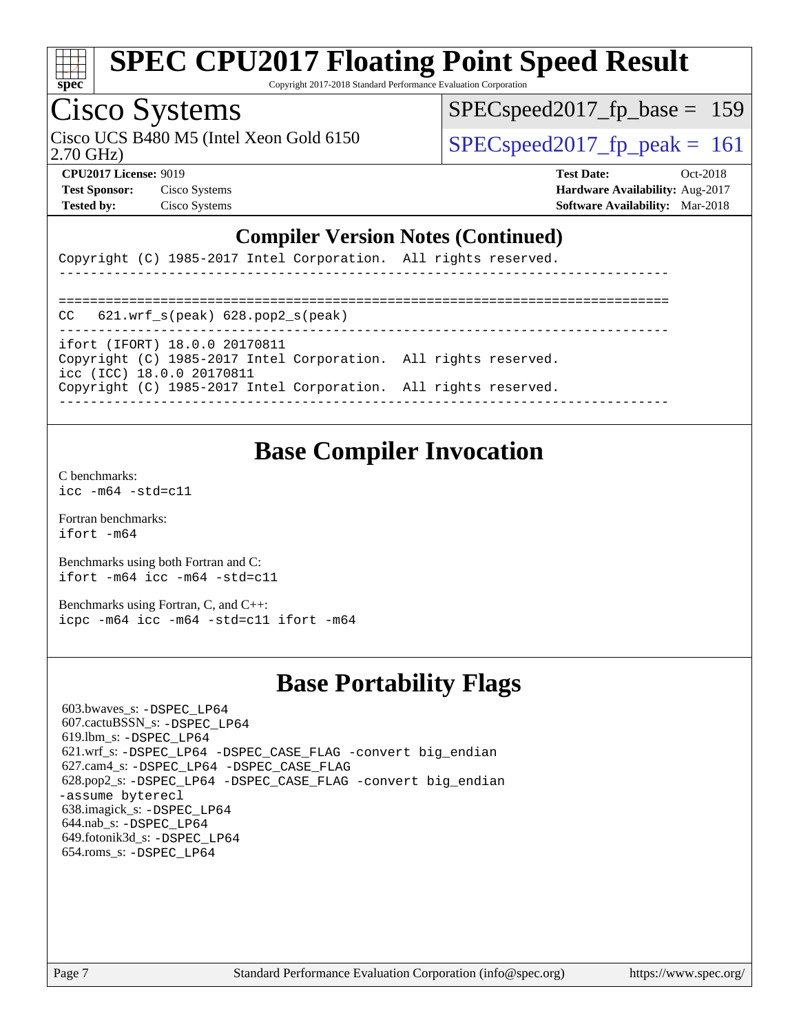# SPEC CPU2017 Floating Point Speed Result

Copyright 2017-2018 Standard Performance Evaluation Corporation

## Cisco Systems

Cisco UCS B480 M5 (Intel Xeon Gold 6150 2.70 GHz)

SPECspeed2017_fp_base = 159

SPECspeed2017_fp_peak = 161

**CPU2017 License:** 9019
**Test Sponsor:** Cisco Systems
**Tested by:** Cisco Systems

**Test Date:** Oct-2018
**Hardware Availability:** Aug-2017
**Software Availability:** Mar-2018

### Compiler Version Notes (Continued)

```
Copyright (C) 1985-2017 Intel Corporation.  All rights reserved.
------------------------------------------------------------------------------

==============================================================================
CC   621.wrf_s(peak) 628.pop2_s(peak)
------------------------------------------------------------------------------
ifort (IFORT) 18.0.0 20170811
Copyright (C) 1985-2017 Intel Corporation.  All rights reserved.
icc (ICC) 18.0.0 20170811
Copyright (C) 1985-2017 Intel Corporation.  All rights reserved.
------------------------------------------------------------------------------
```

## Base Compiler Invocation

C benchmarks:
`icc -m64 -std=c11`

Fortran benchmarks:
`ifort -m64`

Benchmarks using both Fortran and C:
`ifort -m64 icc -m64 -std=c11`

Benchmarks using Fortran, C, and C++:
`icpc -m64 icc -m64 -std=c11 ifort -m64`

## Base Portability Flags

603.bwaves_s: -DSPEC_LP64
607.cactuBSSN_s: -DSPEC_LP64
619.lbm_s: -DSPEC_LP64
621.wrf_s: -DSPEC_LP64 -DSPEC_CASE_FLAG -convert big_endian
627.cam4_s: -DSPEC_LP64 -DSPEC_CASE_FLAG
628.pop2_s: -DSPEC_LP64 -DSPEC_CASE_FLAG -convert big_endian -assume byterecl
638.imagick_s: -DSPEC_LP64
644.nab_s: -DSPEC_LP64
649.fotonik3d_s: -DSPEC_LP64
654.roms_s: -DSPEC_LP64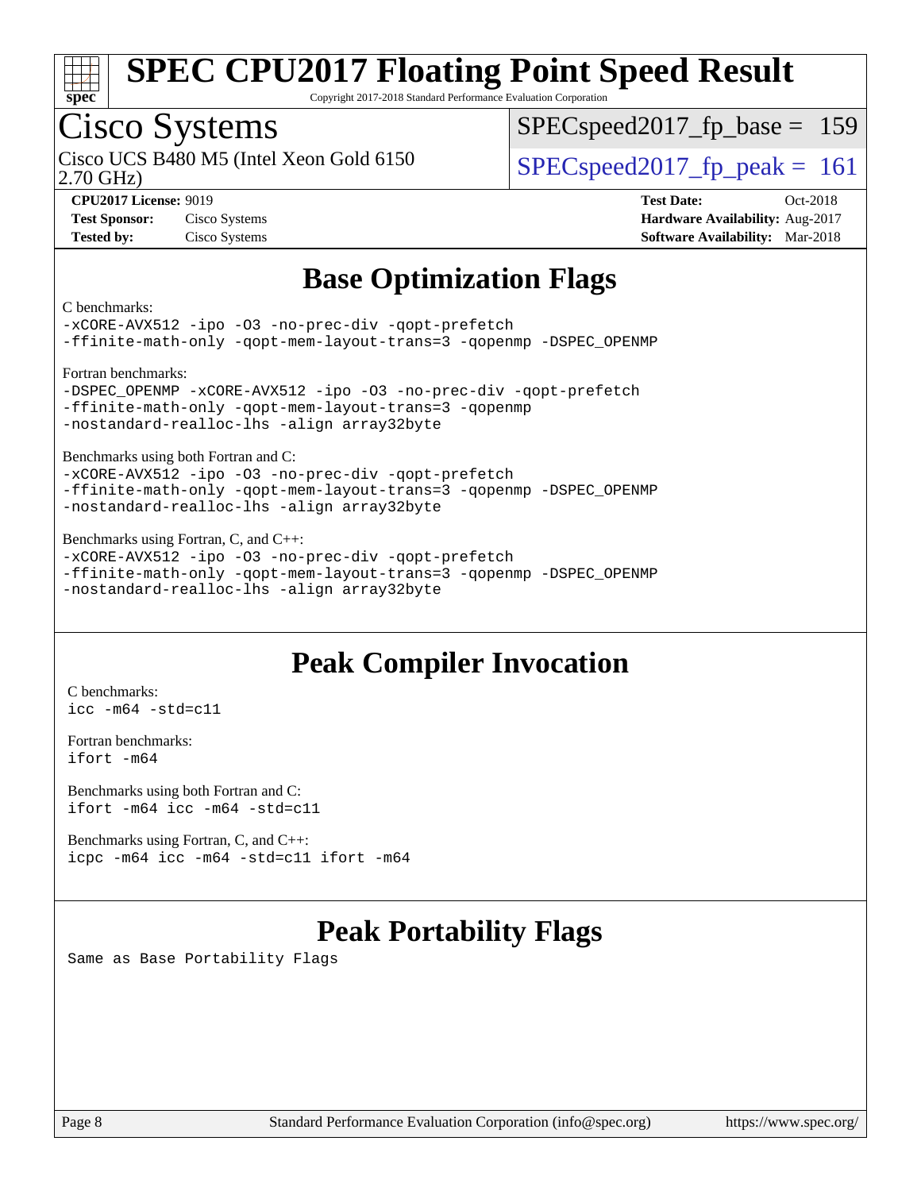# SPEC CPU2017 Floating Point Speed Result

Copyright 2017-2018 Standard Performance Evaluation Corporation

**Cisco Systems**

Cisco UCS B480 M5 (Intel Xeon Gold 6150 2.70 GHz)

SPECspeed2017_fp_base = 159

SPECspeed2017_fp_peak = 161

**CPU2017 License:** 9019
**Test Sponsor:** Cisco Systems
**Tested by:** Cisco Systems

**Test Date:** Oct-2018
**Hardware Availability:** Aug-2017
**Software Availability:** Mar-2018

## Base Optimization Flags

C benchmarks:
```
-xCORE-AVX512 -ipo -O3 -no-prec-div -qopt-prefetch
-ffinite-math-only -qopt-mem-layout-trans=3 -qopenmp -DSPEC_OPENMP
```

Fortran benchmarks:
```
-DSPEC_OPENMP -xCORE-AVX512 -ipo -O3 -no-prec-div -qopt-prefetch
-ffinite-math-only -qopt-mem-layout-trans=3 -qopenmp
-nostandard-realloc-lhs -align array32byte
```

Benchmarks using both Fortran and C:
```
-xCORE-AVX512 -ipo -O3 -no-prec-div -qopt-prefetch
-ffinite-math-only -qopt-mem-layout-trans=3 -qopenmp -DSPEC_OPENMP
-nostandard-realloc-lhs -align array32byte
```

Benchmarks using Fortran, C, and C++:
```
-xCORE-AVX512 -ipo -O3 -no-prec-div -qopt-prefetch
-ffinite-math-only -qopt-mem-layout-trans=3 -qopenmp -DSPEC_OPENMP
-nostandard-realloc-lhs -align array32byte
```

## Peak Compiler Invocation

C benchmarks:
```
icc -m64 -std=c11
```

Fortran benchmarks:
```
ifort -m64
```

Benchmarks using both Fortran and C:
```
ifort -m64 icc -m64 -std=c11
```

Benchmarks using Fortran, C, and C++:
```
icpc -m64 icc -m64 -std=c11 ifort -m64
```

## Peak Portability Flags

Same as Base Portability Flags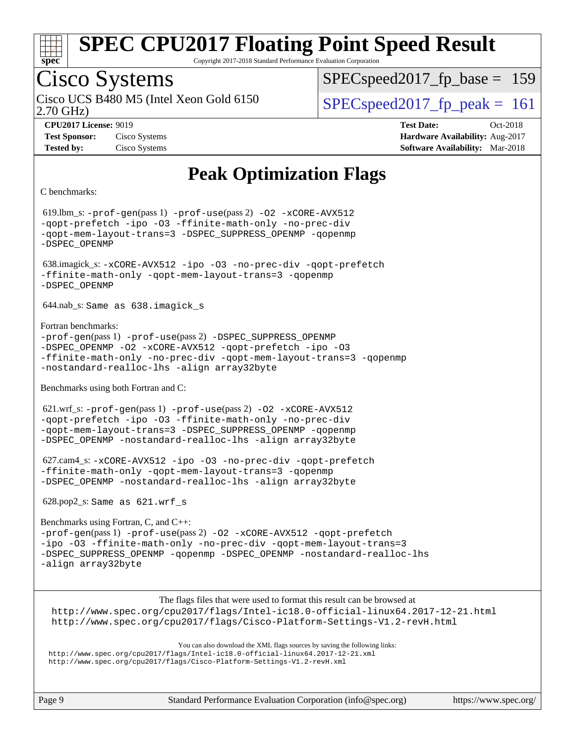# SPEC CPU2017 Floating Point Speed Result

Copyright 2017-2018 Standard Performance Evaluation Corporation

## Cisco Systems

Cisco UCS B480 M5 (Intel Xeon Gold 6150 2.70 GHz)

SPECspeed2017_fp_base = 159

SPECspeed2017_fp_peak = 161

**CPU2017 License:** 9019
**Test Sponsor:** Cisco Systems
**Tested by:** Cisco Systems

**Test Date:** Oct-2018
**Hardware Availability:** Aug-2017
**Software Availability:** Mar-2018

## Peak Optimization Flags

C benchmarks:

619.lbm_s: -prof-gen(pass 1) -prof-use(pass 2) -O2 -xCORE-AVX512 -qopt-prefetch -ipo -O3 -ffinite-math-only -no-prec-div -qopt-mem-layout-trans=3 -DSPEC_SUPPRESS_OPENMP -qopenmp -DSPEC_OPENMP

638.imagick_s: -xCORE-AVX512 -ipo -O3 -no-prec-div -qopt-prefetch -ffinite-math-only -qopt-mem-layout-trans=3 -qopenmp -DSPEC_OPENMP

644.nab_s: Same as 638.imagick_s

Fortran benchmarks:

-prof-gen(pass 1) -prof-use(pass 2) -DSPEC_SUPPRESS_OPENMP -DSPEC_OPENMP -O2 -xCORE-AVX512 -qopt-prefetch -ipo -O3 -ffinite-math-only -no-prec-div -qopt-mem-layout-trans=3 -qopenmp -nostandard-realloc-lhs -align array32byte

Benchmarks using both Fortran and C:

621.wrf_s: -prof-gen(pass 1) -prof-use(pass 2) -O2 -xCORE-AVX512 -qopt-prefetch -ipo -O3 -ffinite-math-only -no-prec-div -qopt-mem-layout-trans=3 -DSPEC_SUPPRESS_OPENMP -qopenmp -DSPEC_OPENMP -nostandard-realloc-lhs -align array32byte

627.cam4_s: -xCORE-AVX512 -ipo -O3 -no-prec-div -qopt-prefetch -ffinite-math-only -qopt-mem-layout-trans=3 -qopenmp -DSPEC_OPENMP -nostandard-realloc-lhs -align array32byte

628.pop2_s: Same as 621.wrf_s

Benchmarks using Fortran, C, and C++:

-prof-gen(pass 1) -prof-use(pass 2) -O2 -xCORE-AVX512 -qopt-prefetch -ipo -O3 -ffinite-math-only -no-prec-div -qopt-mem-layout-trans=3 -DSPEC_SUPPRESS_OPENMP -qopenmp -DSPEC_OPENMP -nostandard-realloc-lhs -align array32byte

The flags files that were used to format this result can be browsed at

http://www.spec.org/cpu2017/flags/Intel-ic18.0-official-linux64.2017-12-21.html
http://www.spec.org/cpu2017/flags/Cisco-Platform-Settings-V1.2-revH.html

You can also download the XML flags sources by saving the following links:

http://www.spec.org/cpu2017/flags/Intel-ic18.0-official-linux64.2017-12-21.xml
http://www.spec.org/cpu2017/flags/Cisco-Platform-Settings-V1.2-revH.xml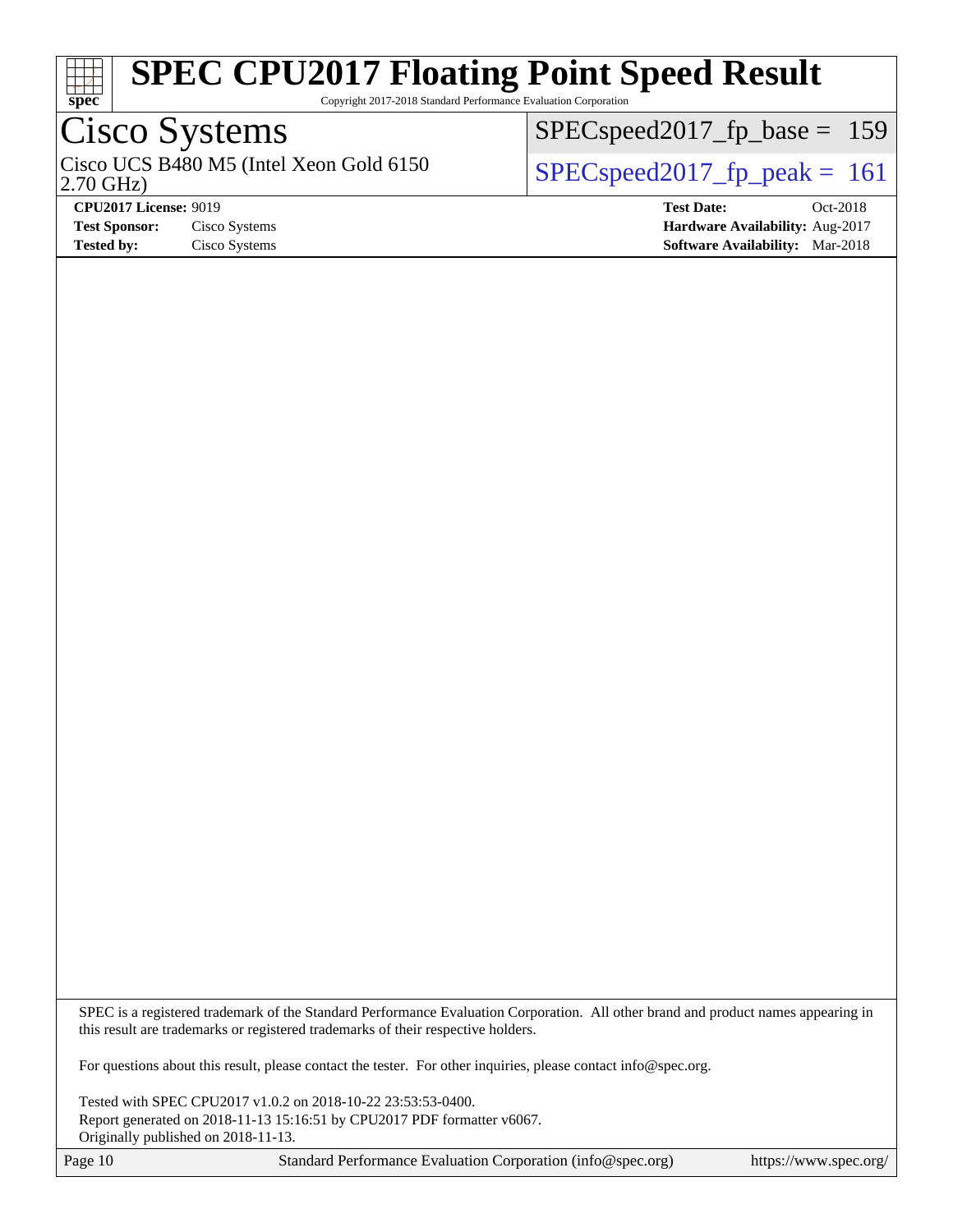SPEC is a registered trademark of the Standard Performance Evaluation Corporation. All other brand and product names appearing in this result are trademarks or registered trademarks of their respective holders.

For questions about this result, please contact the tester. For other inquiries, please contact info@spec.org.

Tested with SPEC CPU2017 v1.0.2 on 2018-10-22 23:53:53-0400.
Report generated on 2018-11-13 15:16:51 by CPU2017 PDF formatter v6067.
Originally published on 2018-11-13.